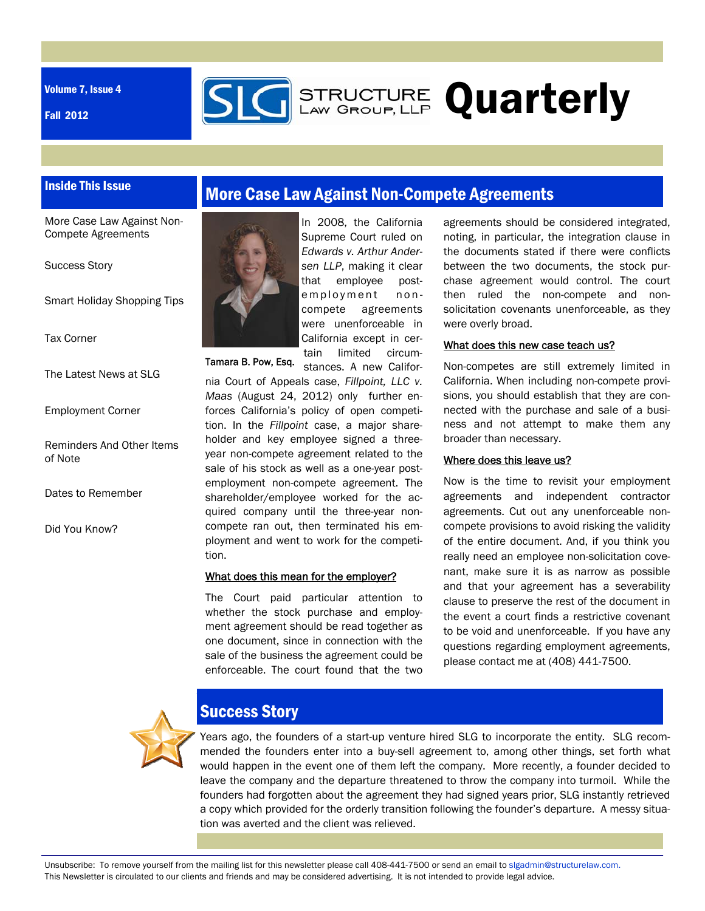Volume 7, Issue 4

Fall 2012

# STRUCTURE LAW GROUP, LLP Quarterly

## Inside This Issue

- More Case Law Against Non-Compete Agreements
- Success Story
- Smart Holiday Shopping Tips
- Tax Corner
- The Latest News at SLG
- Employment Corner
- Reminders And Other Items of Note
- Dates to Remember
- Did You Know?

## More Case Law Against Non-Compete Agreements

Tamara B. Pow, Esq.

In 2008, the California Supreme Court ruled on *Edwards v. Arthur Andersen LLP*, making it clear that employee post-employment non-compete agreements were unenforceable in California except in certain limited circumstances. A new California Court of Appeals case, *Fillpoint, LLC v. Maas* (August 24, 2012) only further enforces California's policy of open competition. In the *Fillpoint* case, a major shareholder and key employee signed a three-year non-compete agreement related to the sale of his stock as well as a one-year post-employment non-compete agreement. The shareholder/employee worked for the acquired company until the three-year non-compete ran out, then terminated his employment and went to work for the competition.

### What does this mean for the employer?

The Court paid particular attention to whether the stock purchase and employment agreement should be read together as one document, since in connection with the sale of the business the agreement could be enforceable. The court found that the two agreements should be considered integrated, noting, in particular, the integration clause in the documents stated if there were conflicts between the two documents, the stock purchase agreement would control. The court then ruled the non-compete and non-solicitation covenants unenforceable, as they were overly broad.

### What does this new case teach us?

Non-competes are still extremely limited in California. When including non-compete provisions, you should establish that they are connected with the purchase and sale of a business and not attempt to make them any broader than necessary.

### Where does this leave us?

Now is the time to revisit your employment agreements and independent contractor agreements. Cut out any unenforceable non-compete provisions to avoid risking the validity of the entire document. And, if you think you really need an employee non-solicitation covenant, make sure it is as narrow as possible and that your agreement has a severability clause to preserve the rest of the document in the event a court finds a restrictive covenant to be void and unenforceable. If you have any questions regarding employment agreements, please contact me at (408) 441-7500.

## Success Story

Years ago, the founders of a start-up venture hired SLG to incorporate the entity. SLG recommended the founders enter into a buy-sell agreement to, among other things, set forth what would happen in the event one of them left the company. More recently, a founder decided to leave the company and the departure threatened to throw the company into turmoil. While the founders had forgotten about the agreement they had signed years prior, SLG instantly retrieved a copy which provided for the orderly transition following the founder's departure. A messy situation was averted and the client was relieved.

Unsubscribe: To remove yourself from the mailing list for this newsletter please call 408-441-7500 or send an email to slgadmin@structurelaw.com.
This Newsletter is circulated to our clients and friends and may be considered advertising. It is not intended to provide legal advice.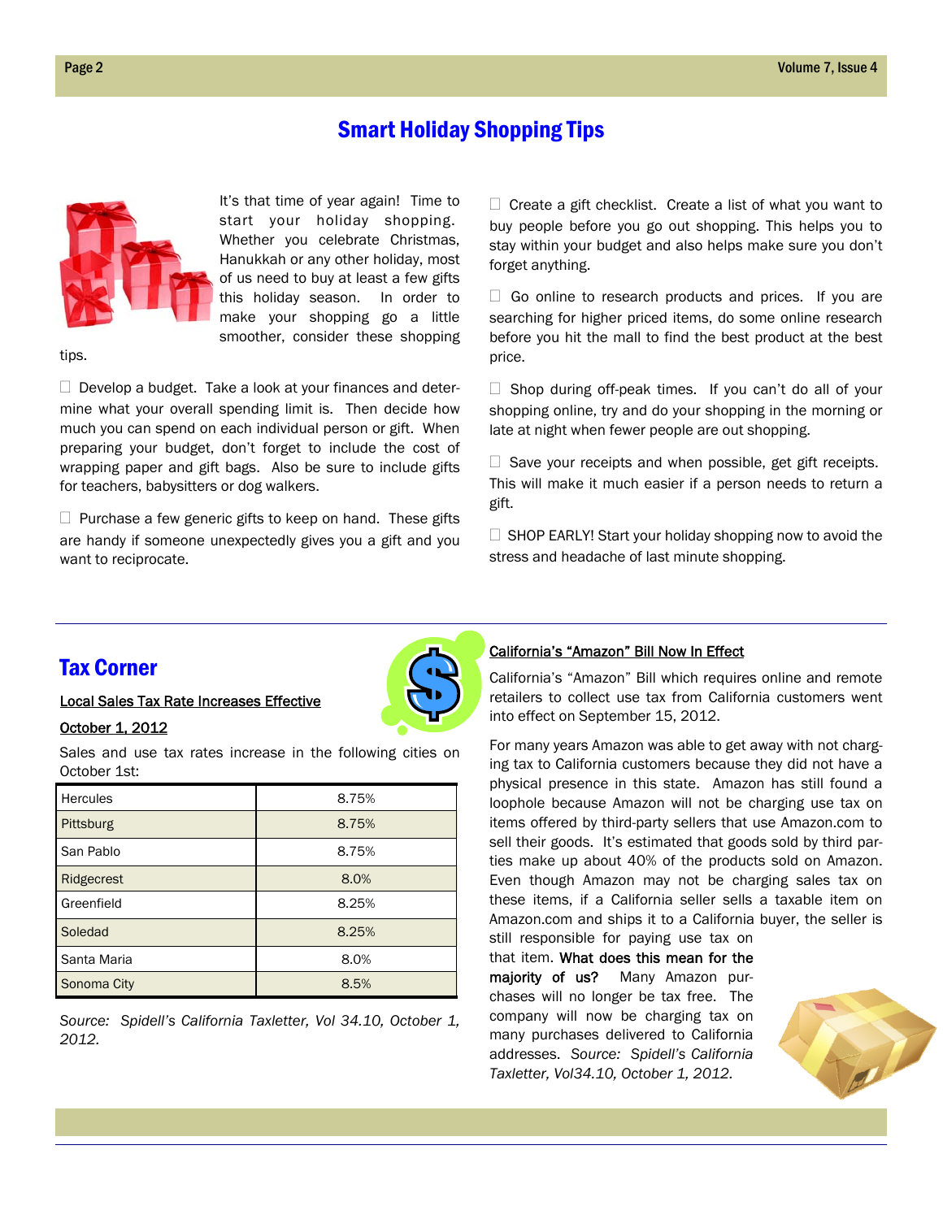# Smart Holiday Shopping Tips

It's that time of year again! Time to start your holiday shopping. Whether you celebrate Christmas, Hanukkah or any other holiday, most of us need to buy at least a few gifts this holiday season. In order to make your shopping go a little smoother, consider these shopping tips.

- Develop a budget. Take a look at your finances and determine what your overall spending limit is. Then decide how much you can spend on each individual person or gift. When preparing your budget, don't forget to include the cost of wrapping paper and gift bags. Also be sure to include gifts for teachers, babysitters or dog walkers.
- Purchase a few generic gifts to keep on hand. These gifts are handy if someone unexpectedly gives you a gift and you want to reciprocate.
- Create a gift checklist. Create a list of what you want to buy people before you go out shopping. This helps you to stay within your budget and also helps make sure you don't forget anything.
- Go online to research products and prices. If you are searching for higher priced items, do some online research before you hit the mall to find the best product at the best price.
- Shop during off-peak times. If you can't do all of your shopping online, try and do your shopping in the morning or late at night when fewer people are out shopping.
- Save your receipts and when possible, get gift receipts. This will make it much easier if a person needs to return a gift.
- SHOP EARLY! Start your holiday shopping now to avoid the stress and headache of last minute shopping.

## Tax Corner

### Local Sales Tax Rate Increases Effective October 1, 2012

Sales and use tax rates increase in the following cities on October 1st:

| City | Rate |
|---|---|
| Hercules | 8.75% |
| Pittsburg | 8.75% |
| San Pablo | 8.75% |
| Ridgecrest | 8.0% |
| Greenfield | 8.25% |
| Soledad | 8.25% |
| Santa Maria | 8.0% |
| Sonoma City | 8.5% |

*Source: Spidell's California Taxletter, Vol 34.10, October 1, 2012.*

### California's "Amazon" Bill Now In Effect

California's "Amazon" Bill which requires online and remote retailers to collect use tax from California customers went into effect on September 15, 2012.

For many years Amazon was able to get away with not charging tax to California customers because they did not have a physical presence in this state. Amazon has still found a loophole because Amazon will not be charging use tax on items offered by third-party sellers that use Amazon.com to sell their goods. It's estimated that goods sold by third parties make up about 40% of the products sold on Amazon. Even though Amazon may not be charging sales tax on these items, if a California seller sells a taxable item on Amazon.com and ships it to a California buyer, the seller is still responsible for paying use tax on that item. **What does this mean for the majority of us?** Many Amazon purchases will no longer be tax free. The company will now be charging tax on many purchases delivered to California addresses. *Source: Spidell's California Taxletter, Vol34.10, October 1, 2012.*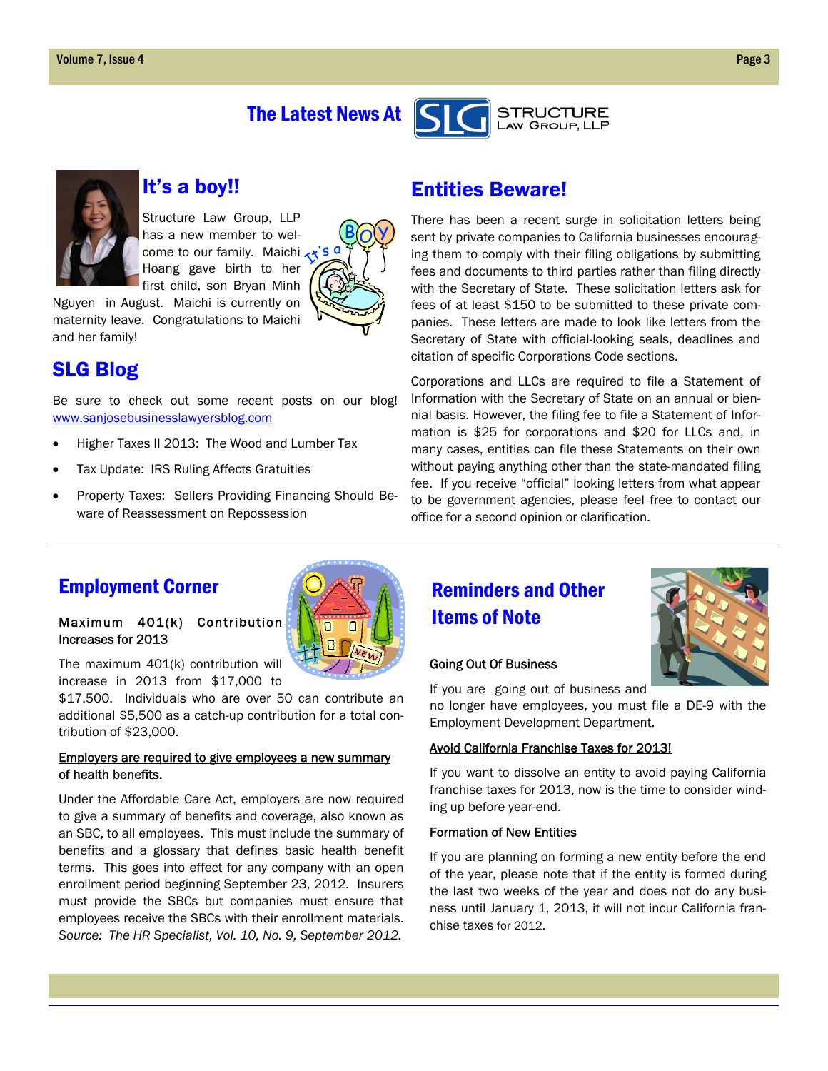# The Latest News At Structure Law Group, LLP

## It's a boy!!

Structure Law Group, LLP has a new member to welcome to our family. Maichi Hoang gave birth to her first child, son Bryan Minh Nguyen in August. Maichi is currently on maternity leave. Congratulations to Maichi and her family!

## SLG Blog

Be sure to check out some recent posts on our blog! www.sanjosebusinesslawyersblog.com

- Higher Taxes II 2013: The Wood and Lumber Tax
- Tax Update: IRS Ruling Affects Gratuities
- Property Taxes: Sellers Providing Financing Should Beware of Reassessment on Repossession

## Entities Beware!

There has been a recent surge in solicitation letters being sent by private companies to California businesses encouraging them to comply with their filing obligations by submitting fees and documents to third parties rather than filing directly with the Secretary of State. These solicitation letters ask for fees of at least $150 to be submitted to these private companies. These letters are made to look like letters from the Secretary of State with official-looking seals, deadlines and citation of specific Corporations Code sections.

Corporations and LLCs are required to file a Statement of Information with the Secretary of State on an annual or biennial basis. However, the filing fee to file a Statement of Information is $25 for corporations and $20 for LLCs and, in many cases, entities can file these Statements on their own without paying anything other than the state-mandated filing fee. If you receive "official" looking letters from what appear to be government agencies, please feel free to contact our office for a second opinion or clarification.

---

## Employment Corner

### Maximum 401(k) Contribution Increases for 2013

The maximum 401(k) contribution will increase in 2013 from $17,000 to $17,500. Individuals who are over 50 can contribute an additional $5,500 as a catch-up contribution for a total contribution of $23,000.

### Employers are required to give employees a new summary of health benefits.

Under the Affordable Care Act, employers are now required to give a summary of benefits and coverage, also known as an SBC, to all employees. This must include the summary of benefits and a glossary that defines basic health benefit terms. This goes into effect for any company with an open enrollment period beginning September 23, 2012. Insurers must provide the SBCs but companies must ensure that employees receive the SBCs with their enrollment materials. *Source: The HR Specialist, Vol. 10, No. 9, September 2012.*

## Reminders and Other Items of Note

### Going Out Of Business

If you are going out of business and no longer have employees, you must file a DE-9 with the Employment Development Department.

### Avoid California Franchise Taxes for 2013!

If you want to dissolve an entity to avoid paying California franchise taxes for 2013, now is the time to consider winding up before year-end.

### Formation of New Entities

If you are planning on forming a new entity before the end of the year, please note that if the entity is formed during the last two weeks of the year and does not do any business until January 1, 2013, it will not incur California franchise taxes for 2012.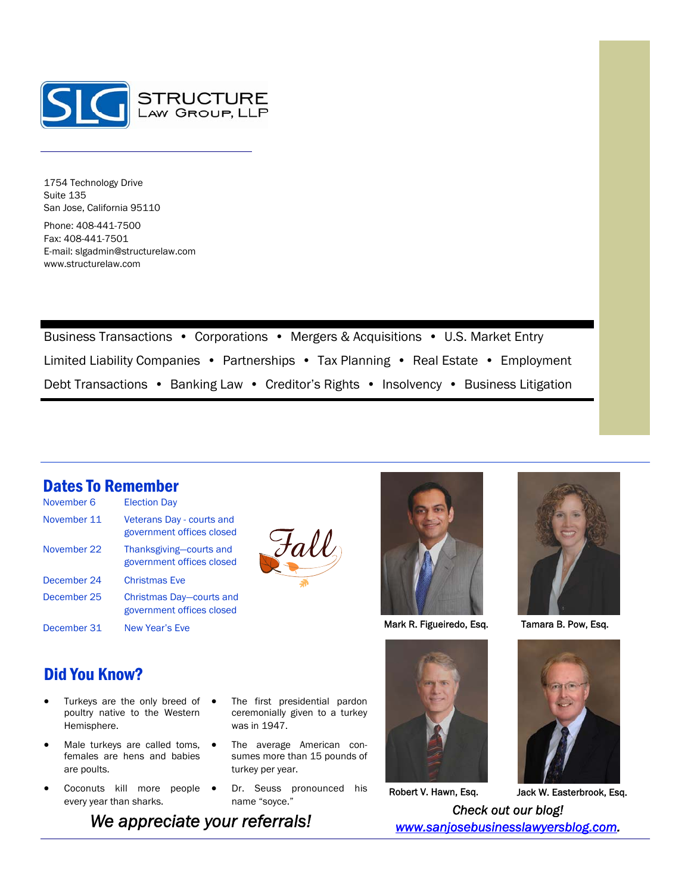STRUCTURE LAW GROUP, LLP

1754 Technology Drive
Suite 135
San Jose, California 95110

Phone: 408-441-7500
Fax: 408-441-7501
E-mail: slgadmin@structurelaw.com
www.structurelaw.com

Business Transactions • Corporations • Mergers & Acquisitions • U.S. Market Entry
Limited Liability Companies • Partnerships • Tax Planning • Real Estate • Employment
Debt Transactions • Banking Law • Creditor's Rights • Insolvency • Business Litigation

## Dates To Remember

| | |
|---|---|
| November 6 | Election Day |
| November 11 | Veterans Day - courts and government offices closed |
| November 22 | Thanksgiving—courts and government offices closed |
| December 24 | Christmas Eve |
| December 25 | Christmas Day—courts and government offices closed |
| December 31 | New Year's Eve |

Fall

Mark R. Figueiredo, Esq.

Tamara B. Pow, Esq.

Robert V. Hawn, Esq.

Jack W. Easterbrook, Esq.

## Did You Know?

- Turkeys are the only breed of poultry native to the Western Hemisphere.
- Male turkeys are called toms, females are hens and babies are poults.
- Coconuts kill more people every year than sharks.
- The first presidential pardon ceremonially given to a turkey was in 1947.
- The average American consumes more than 15 pounds of turkey per year.
- Dr. Seuss pronounced his name "soyce."

*We appreciate your referrals!*

*Check out our blog!*
*www.sanjosebusinesslawyersblog.com.*